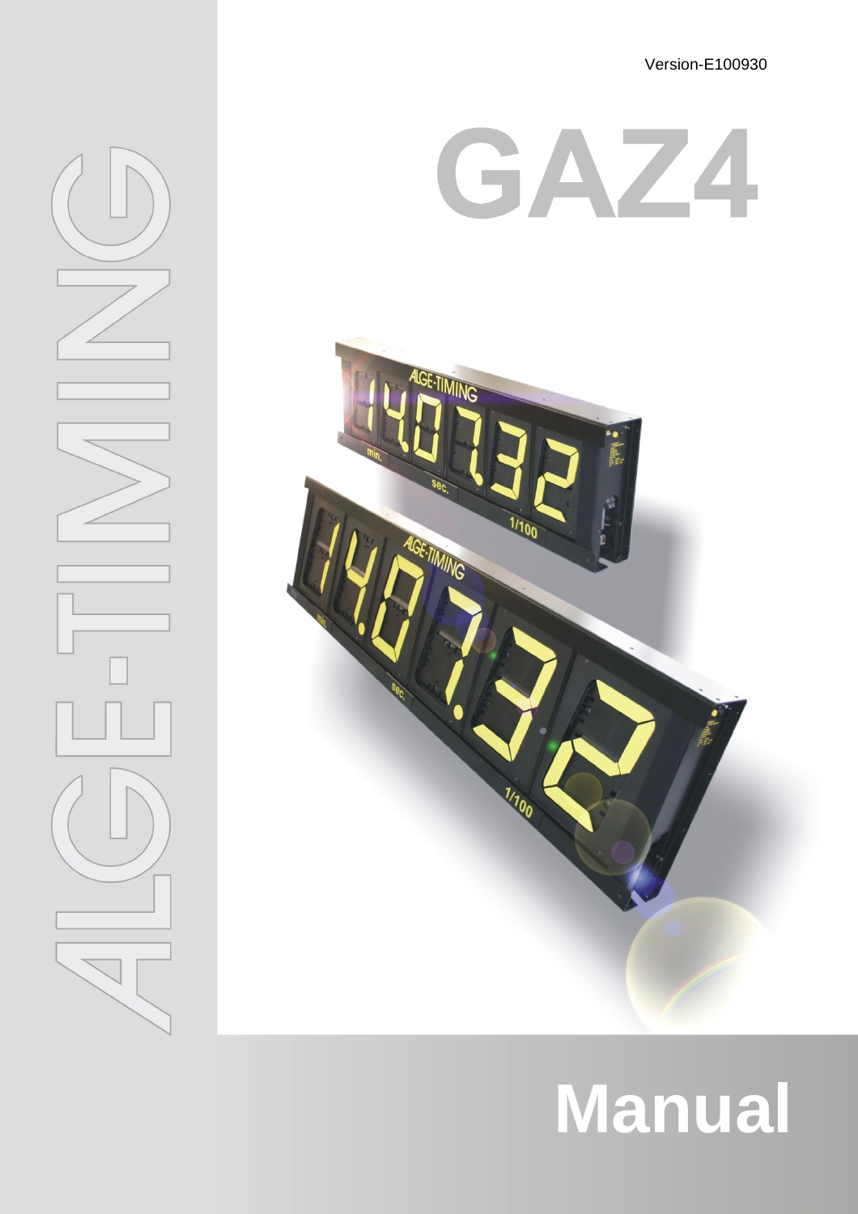Version-E100930

# GAZ4

ALGE-TIMING

# Manual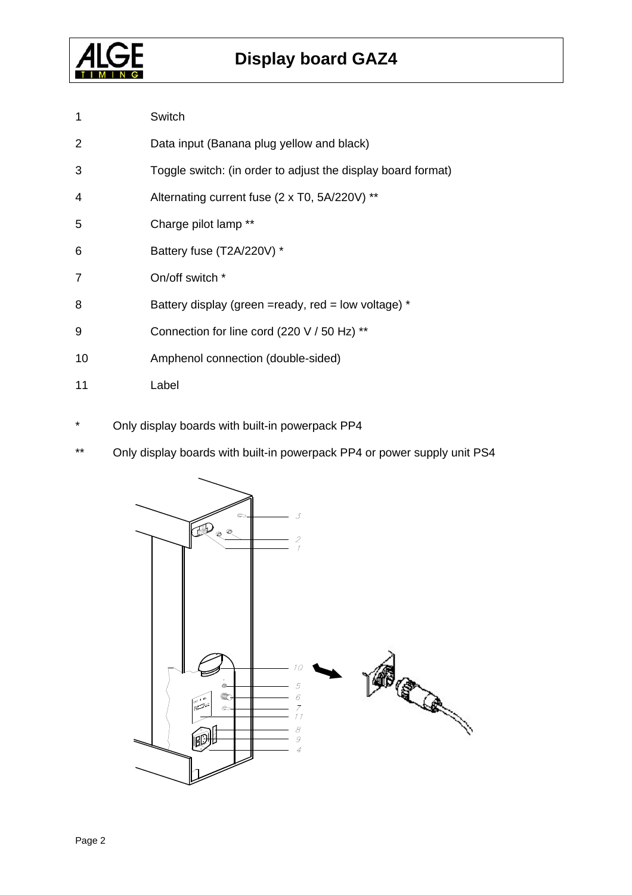1 Switch

2 Data input (Banana plug yellow and black)

3 Toggle switch: (in order to adjust the display board format)

4 Alternating current fuse (2 x T0, 5A/220V) **

5 Charge pilot lamp **

6 Battery fuse (T2A/220V) *

7 On/off switch *

8 Battery display (green =ready, red = low voltage) *

9 Connection for line cord (220 V / 50 Hz) **

10 Amphenol connection (double-sided)

11 Label

\* Only display boards with built-in powerpack PP4

\*\* Only display boards with built-in powerpack PP4 or power supply unit PS4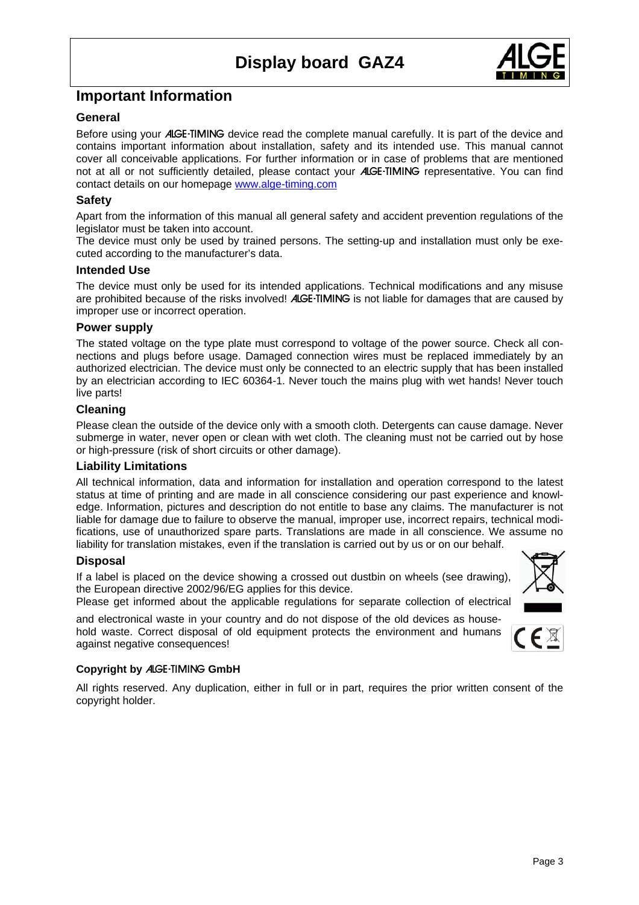# Important Information

### General

Before using your ALGE-TIMING device read the complete manual carefully. It is part of the device and contains important information about installation, safety and its intended use. This manual cannot cover all conceivable applications. For further information or in case of problems that are mentioned not at all or not sufficiently detailed, please contact your ALGE-TIMING representative. You can find contact details on our homepage [www.alge-timing.com](http://www.alge-timing.com)

### Safety

Apart from the information of this manual all general safety and accident prevention regulations of the legislator must be taken into account.
The device must only be used by trained persons. The setting-up and installation must only be executed according to the manufacturer's data.

### Intended Use

The device must only be used for its intended applications. Technical modifications and any misuse are prohibited because of the risks involved! ALGE-TIMING is not liable for damages that are caused by improper use or incorrect operation.

### Power supply

The stated voltage on the type plate must correspond to voltage of the power source. Check all connections and plugs before usage. Damaged connection wires must be replaced immediately by an authorized electrician. The device must only be connected to an electric supply that has been installed by an electrician according to IEC 60364-1. Never touch the mains plug with wet hands! Never touch live parts!

### Cleaning

Please clean the outside of the device only with a smooth cloth. Detergents can cause damage. Never submerge in water, never open or clean with wet cloth. The cleaning must not be carried out by hose or high-pressure (risk of short circuits or other damage).

### Liability Limitations

All technical information, data and information for installation and operation correspond to the latest status at time of printing and are made in all conscience considering our past experience and knowledge. Information, pictures and description do not entitle to base any claims. The manufacturer is not liable for damage due to failure to observe the manual, improper use, incorrect repairs, technical modifications, use of unauthorized spare parts. Translations are made in all conscience. We assume no liability for translation mistakes, even if the translation is carried out by us or on our behalf.

### Disposal

If a label is placed on the device showing a crossed out dustbin on wheels (see drawing), the European directive 2002/96/EG applies for this device.
Please get informed about the applicable regulations for separate collection of electrical and electronical waste in your country and do not dispose of the old devices as household waste. Correct disposal of old equipment protects the environment and humans against negative consequences!

#### Copyright by ALGE-TIMING GmbH

All rights reserved. Any duplication, either in full or in part, requires the prior written consent of the copyright holder.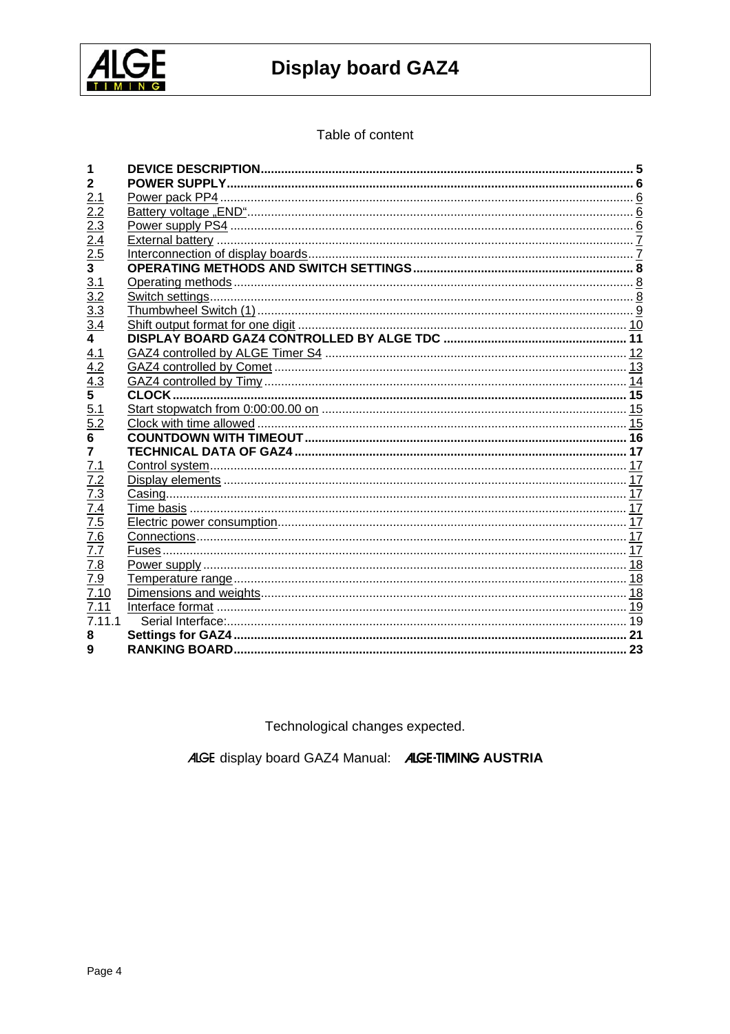Table of content

| | | |
|---|---|---|
| **1** | **DEVICE DESCRIPTION** | **5** |
| **2** | **POWER SUPPLY** | **6** |
| 2.1 | Power pack PP4 | 6 |
| 2.2 | Battery voltage „END“ | 6 |
| 2.3 | Power supply PS4 | 6 |
| 2.4 | External battery | 7 |
| 2.5 | Interconnection of display boards | 7 |
| **3** | **OPERATING METHODS AND SWITCH SETTINGS** | **8** |
| 3.1 | Operating methods | 8 |
| 3.2 | Switch settings | 8 |
| 3.3 | Thumbwheel Switch (1) | 9 |
| 3.4 | Shift output format for one digit | 10 |
| **4** | **DISPLAY BOARD GAZ4 CONTROLLED BY ALGE TDC** | **11** |
| 4.1 | GAZ4 controlled by ALGE Timer S4 | 12 |
| 4.2 | GAZ4 controlled by Comet | 13 |
| 4.3 | GAZ4 controlled by Timy | 14 |
| **5** | **CLOCK** | **15** |
| 5.1 | Start stopwatch from 0:00:00.00 on | 15 |
| 5.2 | Clock with time allowed | 15 |
| **6** | **COUNTDOWN WITH TIMEOUT** | **16** |
| **7** | **TECHNICAL DATA OF GAZ4** | **17** |
| 7.1 | Control system | 17 |
| 7.2 | Display elements | 17 |
| 7.3 | Casing | 17 |
| 7.4 | Time basis | 17 |
| 7.5 | Electric power consumption | 17 |
| 7.6 | Connections | 17 |
| 7.7 | Fuses | 17 |
| 7.8 | Power supply | 18 |
| 7.9 | Temperature range | 18 |
| 7.10 | Dimensions and weights | 18 |
| 7.11 | Interface format | 19 |
| 7.11.1 | Serial Interface: | 19 |
| **8** | **Settings for GAZ4** | **21** |
| **9** | **RANKING BOARD** | **23** |

Technological changes expected.

ALGE display board GAZ4 Manual: **ALGE-TIMING AUSTRIA**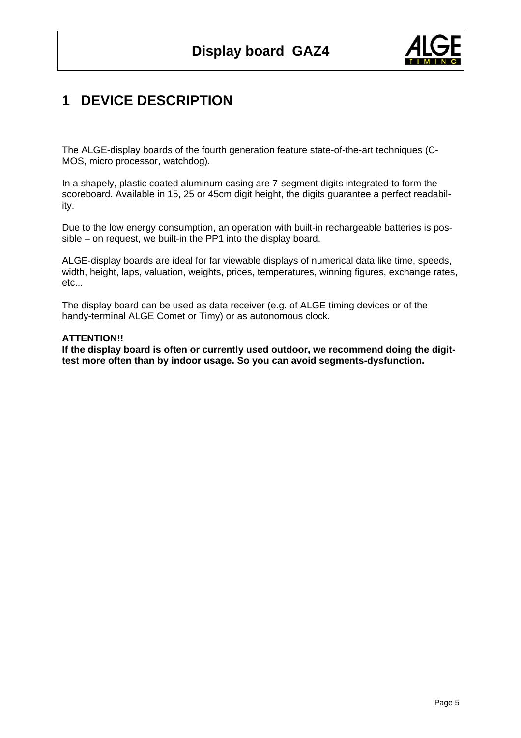# 1 DEVICE DESCRIPTION

The ALGE-display boards of the fourth generation feature state-of-the-art techniques (C-MOS, micro processor, watchdog).

In a shapely, plastic coated aluminum casing are 7-segment digits integrated to form the scoreboard. Available in 15, 25 or 45cm digit height, the digits guarantee a perfect readability.

Due to the low energy consumption, an operation with built-in rechargeable batteries is possible – on request, we built-in the PP1 into the display board.

ALGE-display boards are ideal for far viewable displays of numerical data like time, speeds, width, height, laps, valuation, weights, prices, temperatures, winning figures, exchange rates, etc...

The display board can be used as data receiver (e.g. of ALGE timing devices or of the handy-terminal ALGE Comet or Timy) or as autonomous clock.

**ATTENTION!!**
**If the display board is often or currently used outdoor, we recommend doing the digit-test more often than by indoor usage. So you can avoid segments-dysfunction.**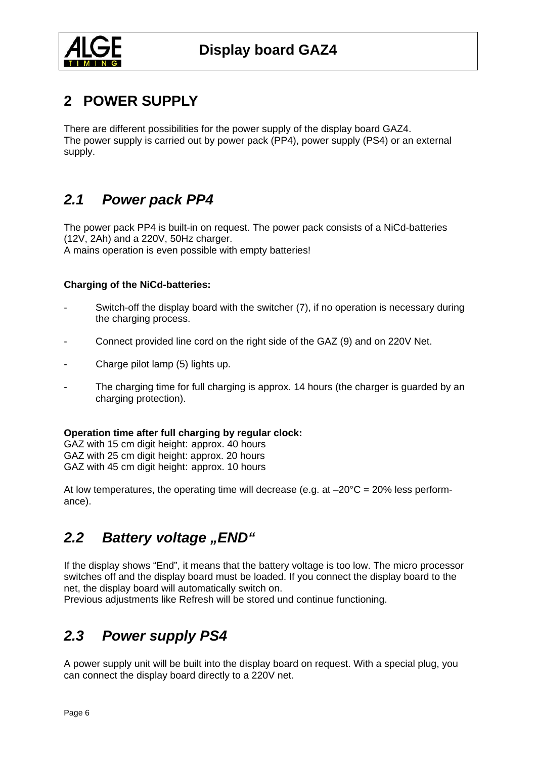## 2 POWER SUPPLY

There are different possibilities for the power supply of the display board GAZ4.
The power supply is carried out by power pack (PP4), power supply (PS4) or an external supply.

### *2.1 Power pack PP4*

The power pack PP4 is built-in on request. The power pack consists of a NiCd-batteries (12V, 2Ah) and a 220V, 50Hz charger.
A mains operation is even possible with empty batteries!

**Charging of the NiCd-batteries:**

- Switch-off the display board with the switcher (7), if no operation is necessary during the charging process.
- Connect provided line cord on the right side of the GAZ (9) and on 220V Net.
- Charge pilot lamp (5) lights up.
- The charging time for full charging is approx. 14 hours (the charger is guarded by an charging protection).

**Operation time after full charging by regular clock:**
GAZ with 15 cm digit height: approx. 40 hours
GAZ with 25 cm digit height: approx. 20 hours
GAZ with 45 cm digit height: approx. 10 hours

At low temperatures, the operating time will decrease (e.g. at –20°C = 20% less performance).

### *2.2 Battery voltage „END“*

If the display shows “End”, it means that the battery voltage is too low. The micro processor switches off and the display board must be loaded. If you connect the display board to the net, the display board will automatically switch on.
Previous adjustments like Refresh will be stored und continue functioning.

### *2.3 Power supply PS4*

A power supply unit will be built into the display board on request. With a special plug, you can connect the display board directly to a 220V net.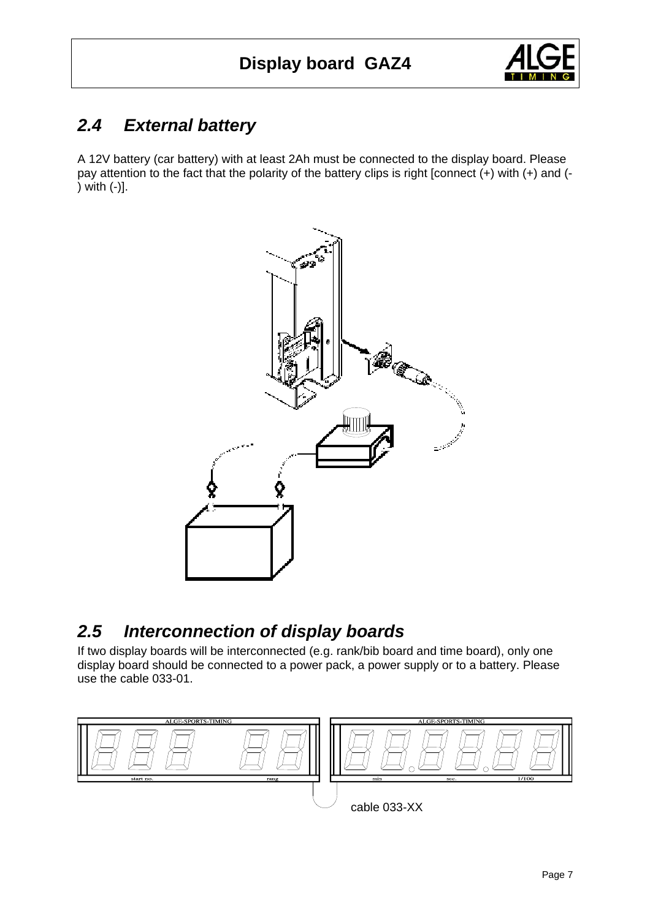## 2.4 External battery

A 12V battery (car battery) with at least 2Ah must be connected to the display board. Please pay attention to the fact that the polarity of the battery clips is right [connect (+) with (+) and (-) with (-)].

## 2.5 Interconnection of display boards

If two display boards will be interconnected (e.g. rank/bib board and time board), only one display board should be connected to a power pack, a power supply or to a battery. Please use the cable 033-01.

cable 033-XX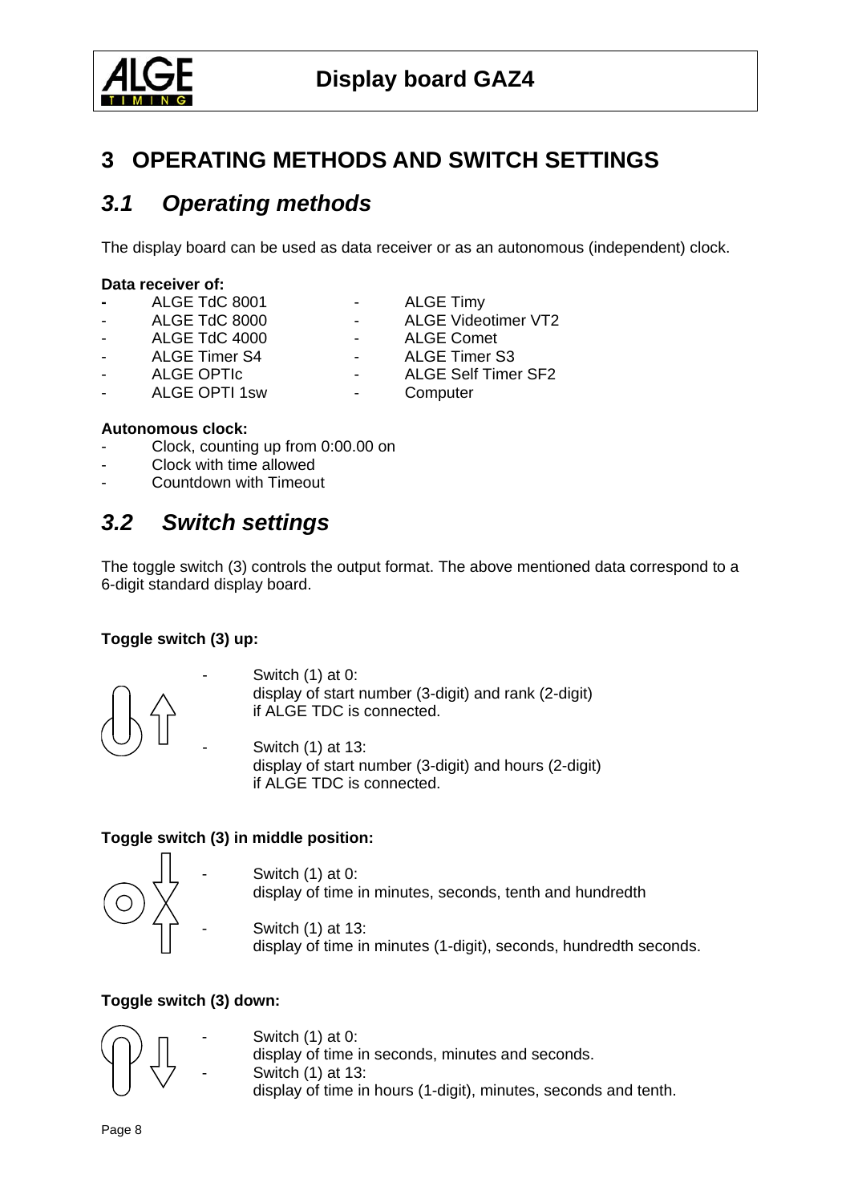## 3 OPERATING METHODS AND SWITCH SETTINGS

### 3.1 Operating methods

The display board can be used as data receiver or as an autonomous (independent) clock.

**Data receiver of:**

- ALGE TdC 8001
- ALGE TdC 8000
- ALGE TdC 4000
- ALGE Timer S4
- ALGE OPTIc
- ALGE OPTI 1sw
- ALGE Timy
- ALGE Videotimer VT2
- ALGE Comet
- ALGE Timer S3
- ALGE Self Timer SF2
- Computer

**Autonomous clock:**

- Clock, counting up from 0:00.00 on
- Clock with time allowed
- Countdown with Timeout

### 3.2 Switch settings

The toggle switch (3) controls the output format. The above mentioned data correspond to a 6-digit standard display board.

**Toggle switch (3) up:**

- Switch (1) at 0:
  display of start number (3-digit) and rank (2-digit)
  if ALGE TDC is connected.
- Switch (1) at 13:
  display of start number (3-digit) and hours (2-digit)
  if ALGE TDC is connected.

**Toggle switch (3) in middle position:**

- Switch (1) at 0:
  display of time in minutes, seconds, tenth and hundredth
- Switch (1) at 13:
  display of time in minutes (1-digit), seconds, hundredth seconds.

**Toggle switch (3) down:**

- Switch (1) at 0:
  display of time in seconds, minutes and seconds.
- Switch (1) at 13:
  display of time in hours (1-digit), minutes, seconds and tenth.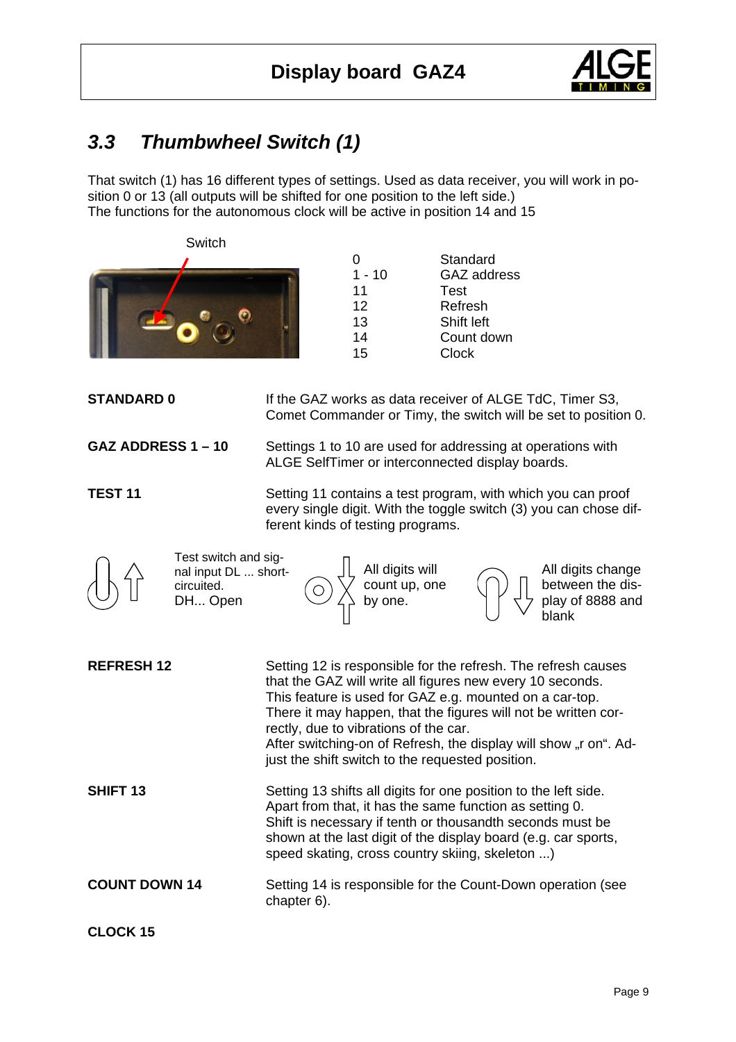## 3.3 Thumbwheel Switch (1)

That switch (1) has 16 different types of settings. Used as data receiver, you will work in position 0 or 13 (all outputs will be shifted for one position to the left side.)
The functions for the autonomous clock will be active in position 14 and 15

Switch

| | |
|---|---|
| 0 | Standard |
| 1 - 10 | GAZ address |
| 11 | Test |
| 12 | Refresh |
| 13 | Shift left |
| 14 | Count down |
| 15 | Clock |

**STANDARD 0**

If the GAZ works as data receiver of ALGE TdC, Timer S3, Comet Commander or Timy, the switch will be set to position 0.

**GAZ ADDRESS 1 – 10**

Settings 1 to 10 are used for addressing at operations with ALGE SelfTimer or interconnected display boards.

**TEST 11**

Setting 11 contains a test program, with which you can proof every single digit. With the toggle switch (3) you can chose different kinds of testing programs.

Test switch and signal input DL ... short-circuited.
DH... Open

All digits will count up, one by one.

All digits change between the display of 8888 and blank

**REFRESH 12**

Setting 12 is responsible for the refresh. The refresh causes that the GAZ will write all figures new every 10 seconds.
This feature is used for GAZ e.g. mounted on a car-top.
There it may happen, that the figures will not be written correctly, due to vibrations of the car.
After switching-on of Refresh, the display will show „r on". Adjust the shift switch to the requested position.

**SHIFT 13**

Setting 13 shifts all digits for one position to the left side.
Apart from that, it has the same function as setting 0.
Shift is necessary if tenth or thousandth seconds must be shown at the last digit of the display board (e.g. car sports, speed skating, cross country skiing, skeleton ...)

**COUNT DOWN 14**

Setting 14 is responsible for the Count-Down operation (see chapter 6).

**CLOCK 15**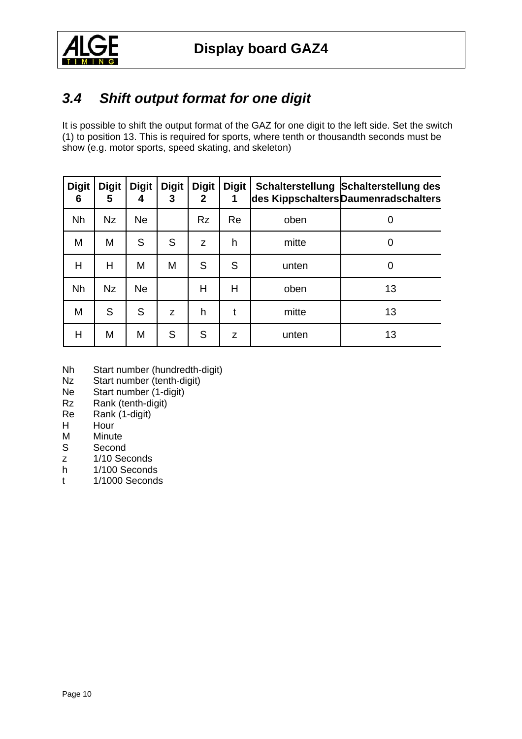## 3.4 Shift output format for one digit

It is possible to shift the output format of the GAZ for one digit to the left side. Set the switch (1) to position 13. This is required for sports, where tenth or thousandth seconds must be show (e.g. motor sports, speed skating, and skeleton)

| Digit 6 | Digit 5 | Digit 4 | Digit 3 | Digit 2 | Digit 1 | Schalterstellung des Kippschalters | Schalterstellung des Daumenradschalters |
|---|---|---|---|---|---|---|---|
| Nh | Nz | Ne | | Rz | Re | oben | 0 |
| M | M | S | S | z | h | mitte | 0 |
| H | H | M | M | S | S | unten | 0 |
| Nh | Nz | Ne | | H | H | oben | 13 |
| M | S | S | z | h | t | mitte | 13 |
| H | M | M | S | S | z | unten | 13 |

Nh Start number (hundredth-digit)
Nz Start number (tenth-digit)
Ne Start number (1-digit)
Rz Rank (tenth-digit)
Re Rank (1-digit)
H Hour
M Minute
S Second
z 1/10 Seconds
h 1/100 Seconds
t 1/1000 Seconds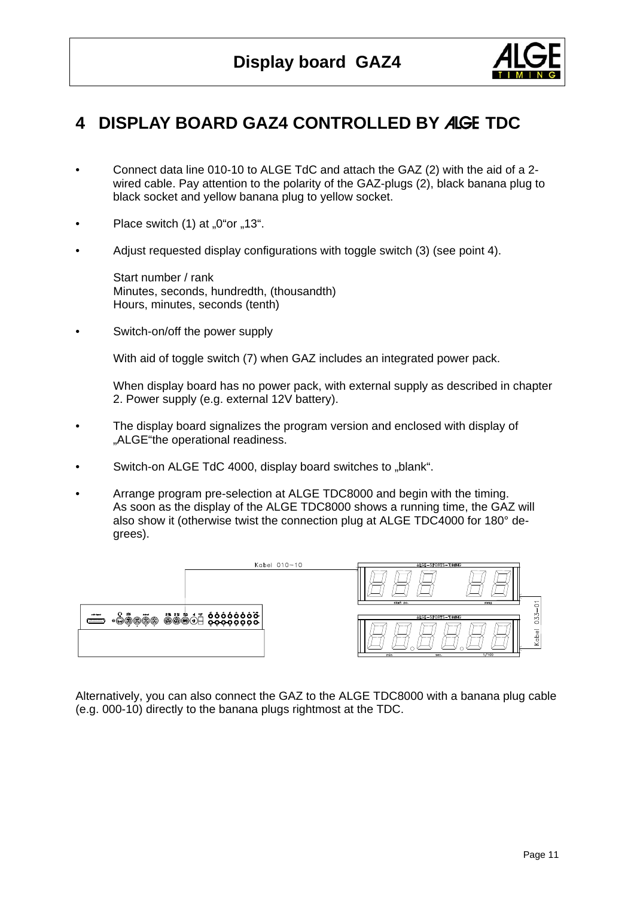# 4 DISPLAY BOARD GAZ4 CONTROLLED BY ALGE TDC

- Connect data line 010-10 to ALGE TdC and attach the GAZ (2) with the aid of a 2-wired cable. Pay attention to the polarity of the GAZ-plugs (2), black banana plug to black socket and yellow banana plug to yellow socket.
- Place switch (1) at „0"or „13".
- Adjust requested display configurations with toggle switch (3) (see point 4).

  Start number / rank
  Minutes, seconds, hundredth, (thousandth)
  Hours, minutes, seconds (tenth)

- Switch-on/off the power supply

  With aid of toggle switch (7) when GAZ includes an integrated power pack.

  When display board has no power pack, with external supply as described in chapter 2. Power supply (e.g. external 12V battery).

- The display board signalizes the program version and enclosed with display of „ALGE"the operational readiness.
- Switch-on ALGE TdC 4000, display board switches to „blank".
- Arrange program pre-selection at ALGE TDC8000 and begin with the timing. As soon as the display of the ALGE TDC8000 shows a running time, the GAZ will also show it (otherwise twist the connection plug at ALGE TDC4000 for 180° degrees).

Alternatively, you can also connect the GAZ to the ALGE TDC8000 with a banana plug cable (e.g. 000-10) directly to the banana plugs rightmost at the TDC.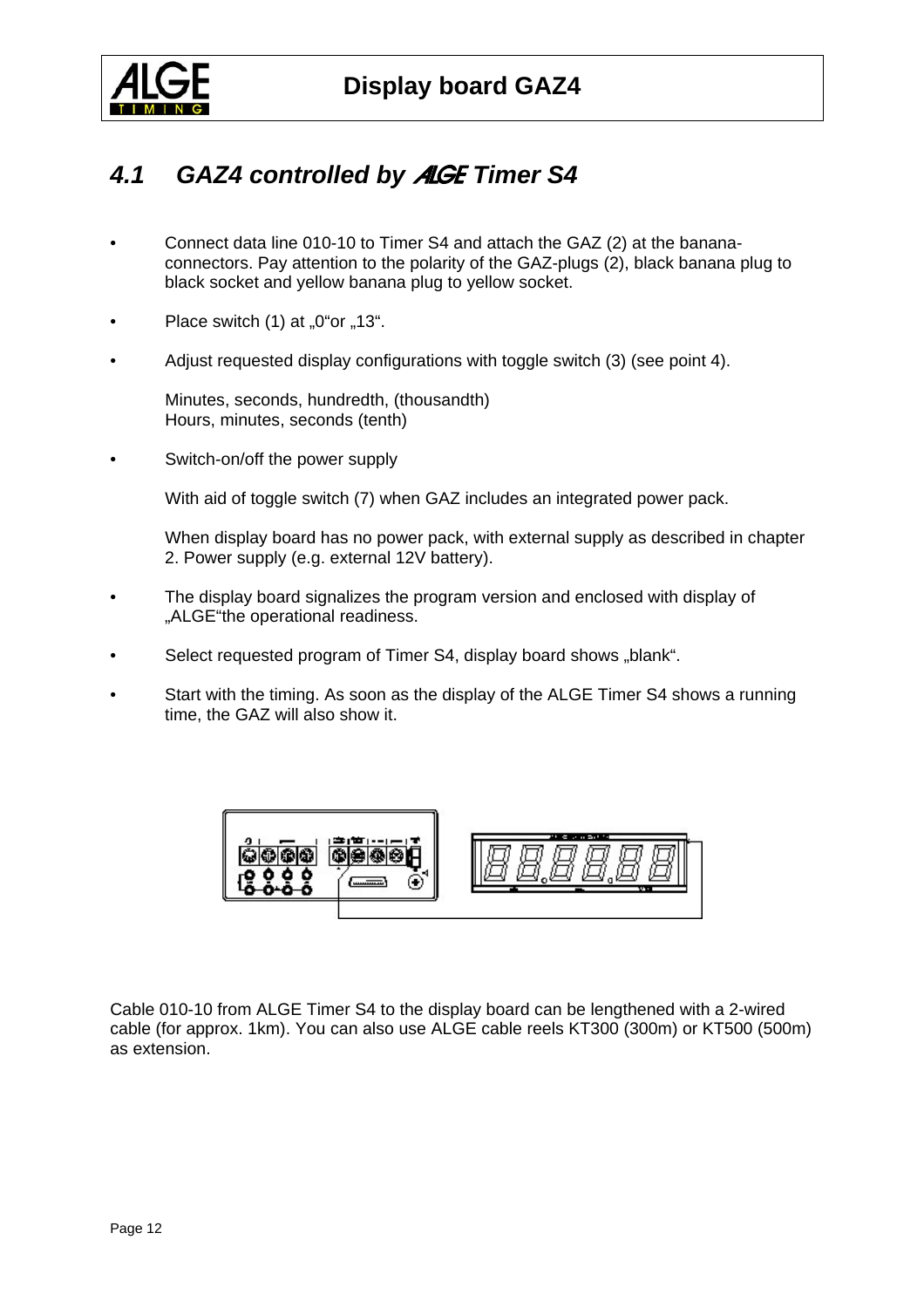## *4.1 GAZ4 controlled by ALGE Timer S4*

- Connect data line 010-10 to Timer S4 and attach the GAZ (2) at the banana-connectors. Pay attention to the polarity of the GAZ-plugs (2), black banana plug to black socket and yellow banana plug to yellow socket.
- Place switch (1) at „0“or „13“.
- Adjust requested display configurations with toggle switch (3) (see point 4).

  Minutes, seconds, hundredth, (thousandth)
  Hours, minutes, seconds (tenth)

- Switch-on/off the power supply

  With aid of toggle switch (7) when GAZ includes an integrated power pack.

  When display board has no power pack, with external supply as described in chapter 2. Power supply (e.g. external 12V battery).

- The display board signalizes the program version and enclosed with display of „ALGE“the operational readiness.
- Select requested program of Timer S4, display board shows „blank“.
- Start with the timing. As soon as the display of the ALGE Timer S4 shows a running time, the GAZ will also show it.

Cable 010-10 from ALGE Timer S4 to the display board can be lengthened with a 2-wired cable (for approx. 1km). You can also use ALGE cable reels KT300 (300m) or KT500 (500m) as extension.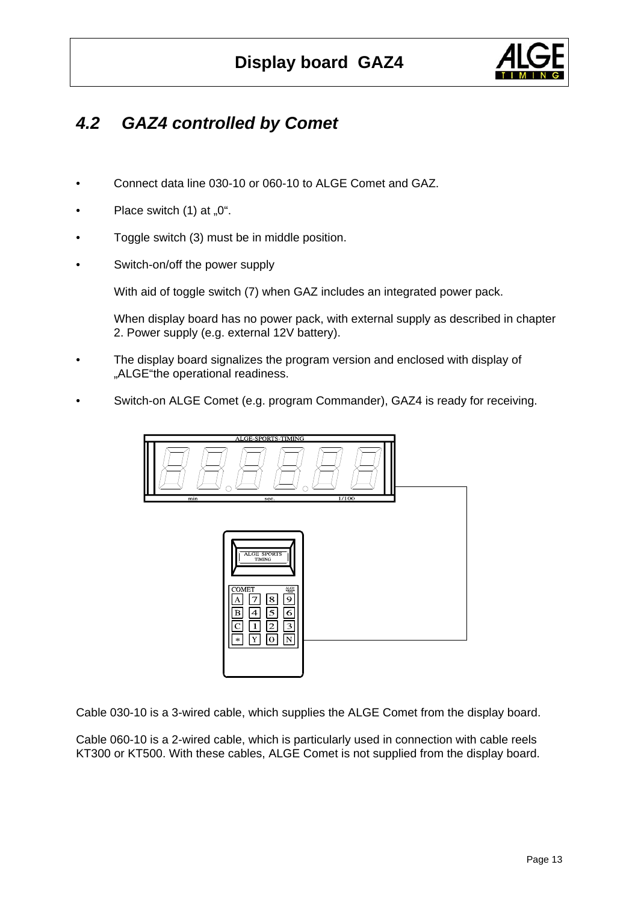## 4.2 GAZ4 controlled by Comet

- Connect data line 030-10 or 060-10 to ALGE Comet and GAZ.
- Place switch (1) at „0“.
- Toggle switch (3) must be in middle position.
- Switch-on/off the power supply

  With aid of toggle switch (7) when GAZ includes an integrated power pack.

  When display board has no power pack, with external supply as described in chapter 2. Power supply (e.g. external 12V battery).
- The display board signalizes the program version and enclosed with display of „ALGE“the operational readiness.
- Switch-on ALGE Comet (e.g. program Commander), GAZ4 is ready for receiving.

Cable 030-10 is a 3-wired cable, which supplies the ALGE Comet from the display board.

Cable 060-10 is a 2-wired cable, which is particularly used in connection with cable reels KT300 or KT500. With these cables, ALGE Comet is not supplied from the display board.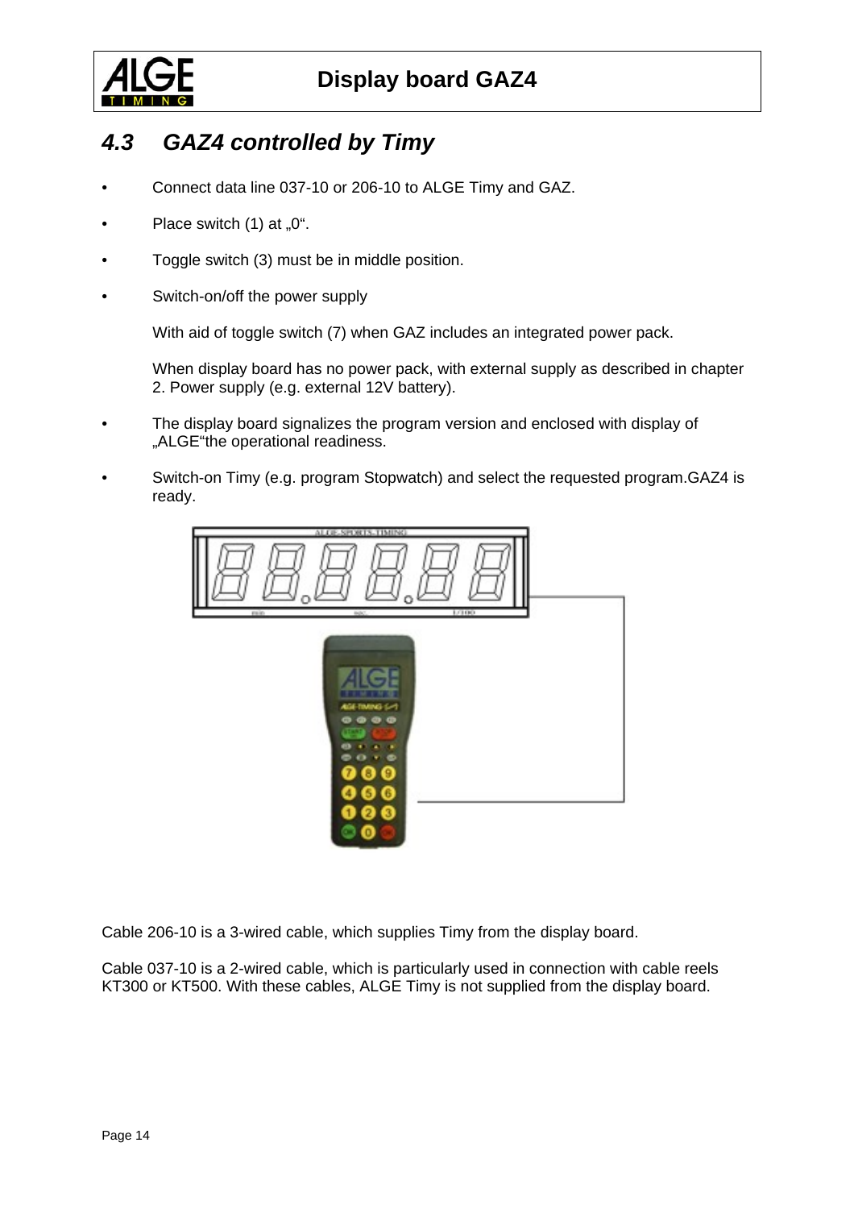## 4.3 GAZ4 controlled by Timy

- Connect data line 037-10 or 206-10 to ALGE Timy and GAZ.
- Place switch (1) at „0“.
- Toggle switch (3) must be in middle position.
- Switch-on/off the power supply

  With aid of toggle switch (7) when GAZ includes an integrated power pack.

  When display board has no power pack, with external supply as described in chapter 2. Power supply (e.g. external 12V battery).
- The display board signalizes the program version and enclosed with display of „ALGE“the operational readiness.
- Switch-on Timy (e.g. program Stopwatch) and select the requested program.GAZ4 is ready.

Cable 206-10 is a 3-wired cable, which supplies Timy from the display board.

Cable 037-10 is a 2-wired cable, which is particularly used in connection with cable reels KT300 or KT500. With these cables, ALGE Timy is not supplied from the display board.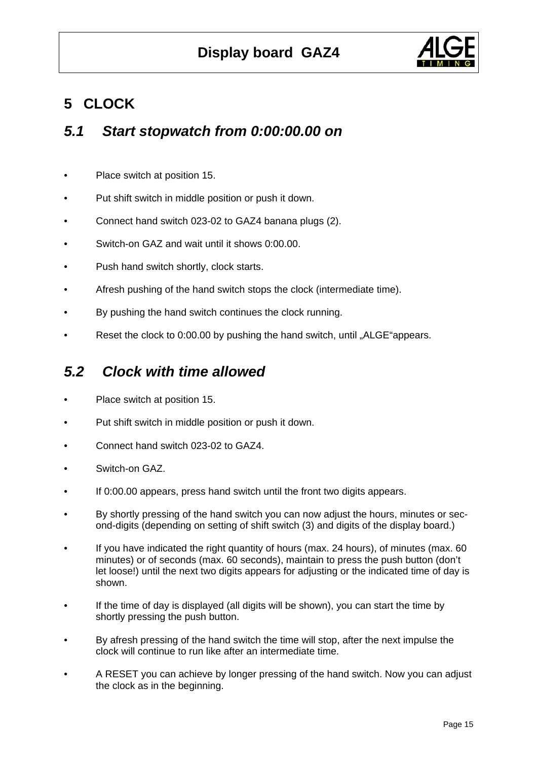# 5 CLOCK

## 5.1 Start stopwatch from 0:00:00.00 on

- Place switch at position 15.
- Put shift switch in middle position or push it down.
- Connect hand switch 023-02 to GAZ4 banana plugs (2).
- Switch-on GAZ and wait until it shows 0:00.00.
- Push hand switch shortly, clock starts.
- Afresh pushing of the hand switch stops the clock (intermediate time).
- By pushing the hand switch continues the clock running.
- Reset the clock to 0:00.00 by pushing the hand switch, until „ALGE"appears.

## 5.2 Clock with time allowed

- Place switch at position 15.
- Put shift switch in middle position or push it down.
- Connect hand switch 023-02 to GAZ4.
- Switch-on GAZ.
- If 0:00.00 appears, press hand switch until the front two digits appears.
- By shortly pressing of the hand switch you can now adjust the hours, minutes or second-digits (depending on setting of shift switch (3) and digits of the display board.)
- If you have indicated the right quantity of hours (max. 24 hours), of minutes (max. 60 minutes) or of seconds (max. 60 seconds), maintain to press the push button (don't let loose!) until the next two digits appears for adjusting or the indicated time of day is shown.
- If the time of day is displayed (all digits will be shown), you can start the time by shortly pressing the push button.
- By afresh pressing of the hand switch the time will stop, after the next impulse the clock will continue to run like after an intermediate time.
- A RESET you can achieve by longer pressing of the hand switch. Now you can adjust the clock as in the beginning.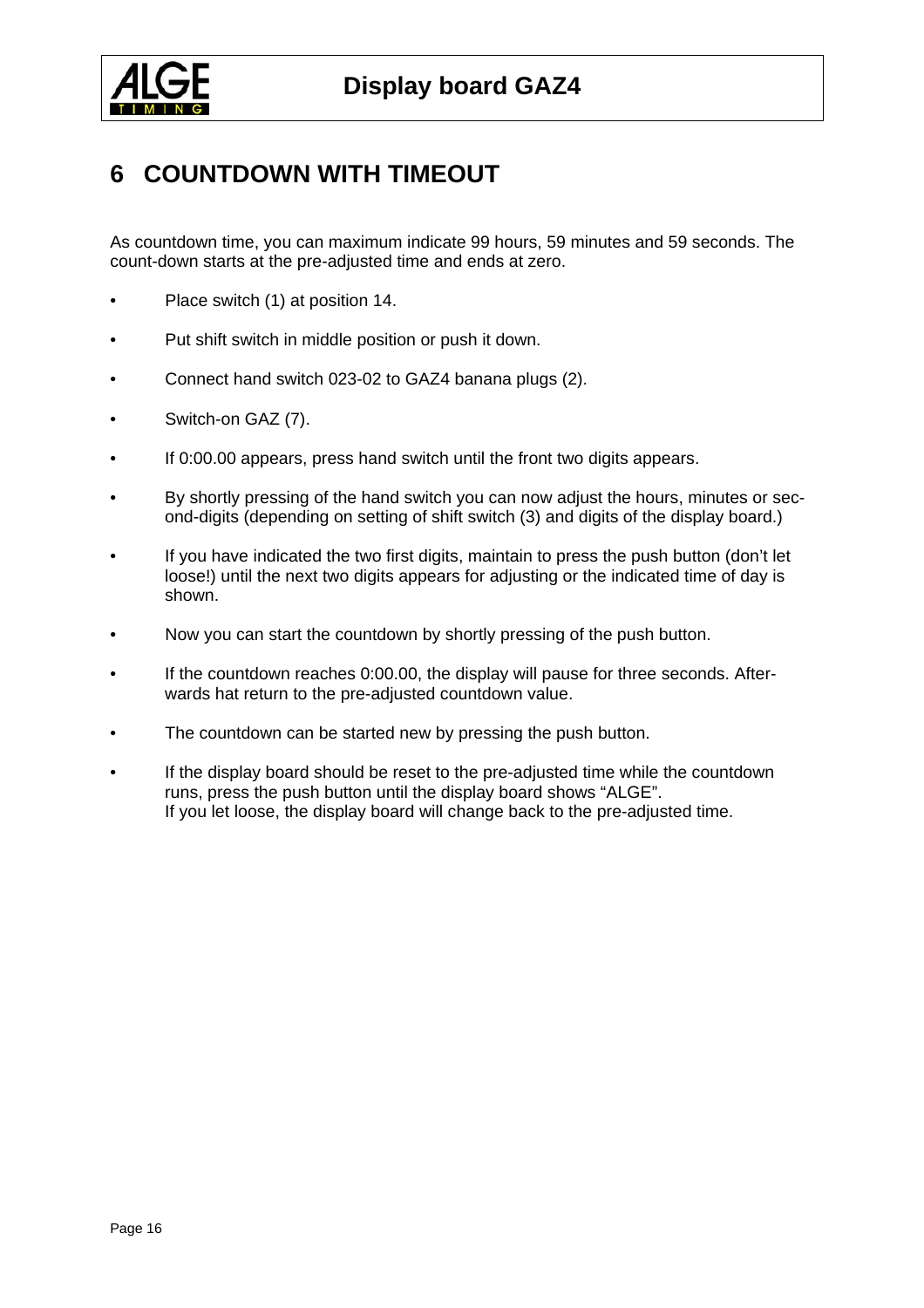# 6 COUNTDOWN WITH TIMEOUT

As countdown time, you can maximum indicate 99 hours, 59 minutes and 59 seconds. The count-down starts at the pre-adjusted time and ends at zero.

- Place switch (1) at position 14.
- Put shift switch in middle position or push it down.
- Connect hand switch 023-02 to GAZ4 banana plugs (2).
- Switch-on GAZ (7).
- If 0:00.00 appears, press hand switch until the front two digits appears.
- By shortly pressing of the hand switch you can now adjust the hours, minutes or second-digits (depending on setting of shift switch (3) and digits of the display board.)
- If you have indicated the two first digits, maintain to press the push button (don't let loose!) until the next two digits appears for adjusting or the indicated time of day is shown.
- Now you can start the countdown by shortly pressing of the push button.
- If the countdown reaches 0:00.00, the display will pause for three seconds. Afterwards hat return to the pre-adjusted countdown value.
- The countdown can be started new by pressing the push button.
- If the display board should be reset to the pre-adjusted time while the countdown runs, press the push button until the display board shows "ALGE".
  If you let loose, the display board will change back to the pre-adjusted time.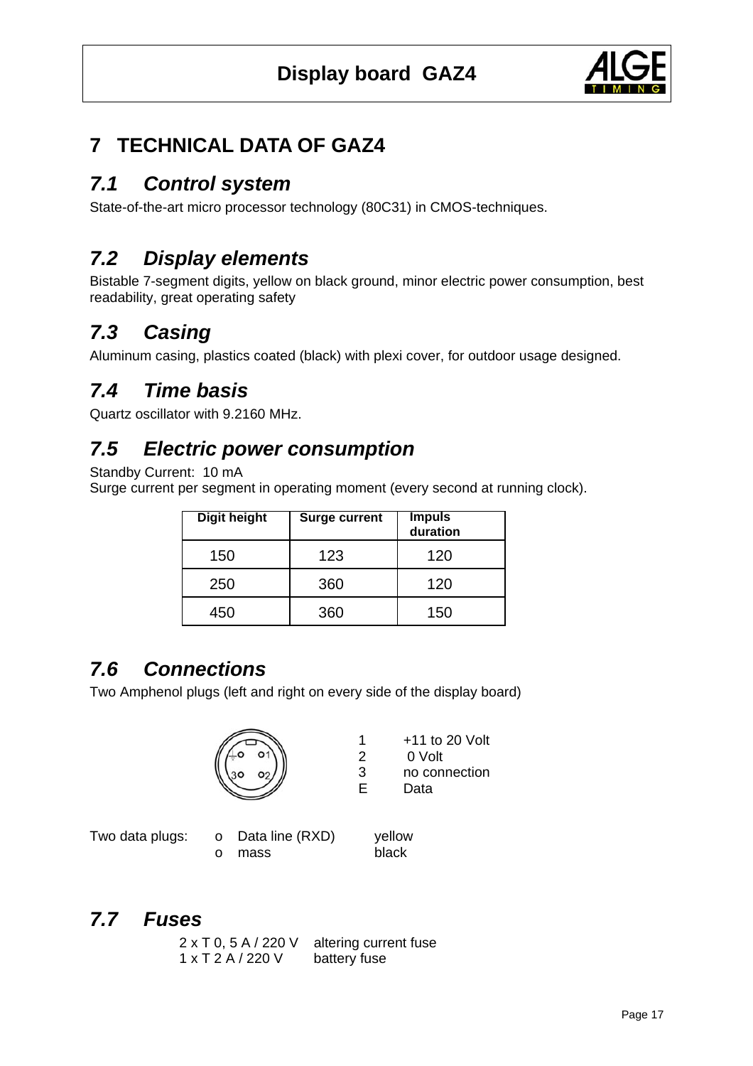# 7 TECHNICAL DATA OF GAZ4

## 7.1 Control system

State-of-the-art micro processor technology (80C31) in CMOS-techniques.

## 7.2 Display elements

Bistable 7-segment digits, yellow on black ground, minor electric power consumption, best readability, great operating safety

## 7.3 Casing

Aluminum casing, plastics coated (black) with plexi cover, for outdoor usage designed.

## 7.4 Time basis

Quartz oscillator with 9.2160 MHz.

## 7.5 Electric power consumption

Standby Current: 10 mA
Surge current per segment in operating moment (every second at running clock).

| Digit height | Surge current | Impuls duration |
|---|---|---|
| 150 | 123 | 120 |
| 250 | 360 | 120 |
| 450 | 360 | 150 |

## 7.6 Connections

Two Amphenol plugs (left and right on every side of the display board)

| | |
|---|---|
| 1 | +11 to 20 Volt |
| 2 | 0 Volt |
| 3 | no connection |
| E | Data |

Two data plugs:
- Data line (RXD) yellow
- mass black

## 7.7 Fuses

2 x T 0, 5 A / 220 V altering current fuse
1 x T 2 A / 220 V battery fuse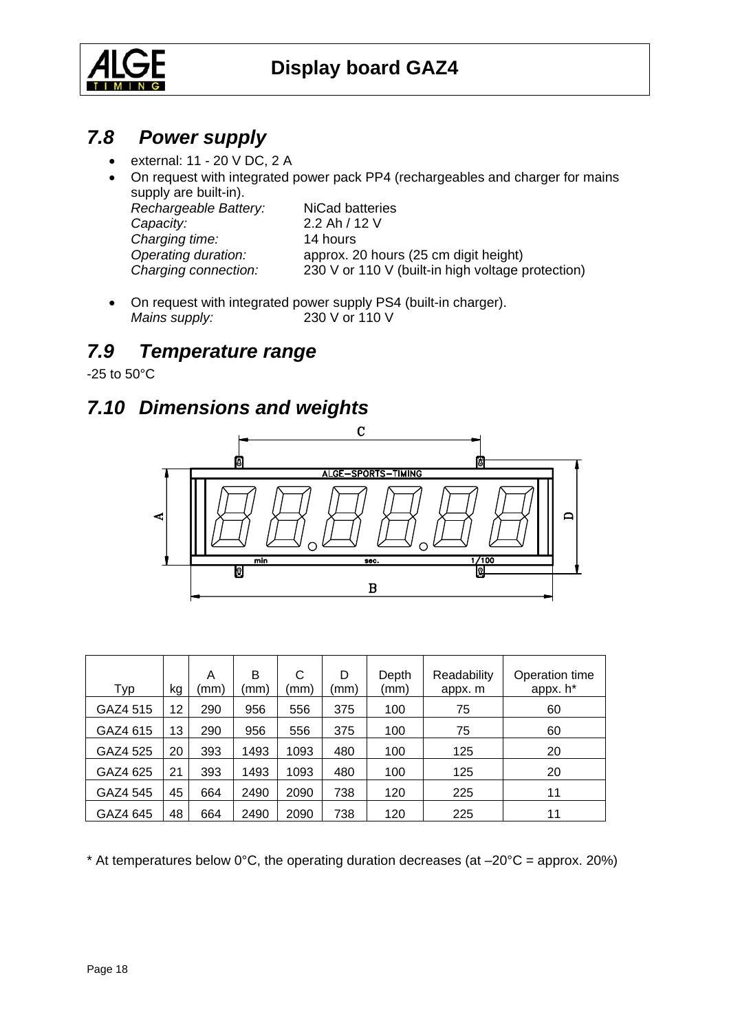## 7.8 Power supply

- external: 11 - 20 V DC, 2 A
- On request with integrated power pack PP4 (rechargeables and charger for mains supply are built-in).

  *Rechargeable Battery:* NiCad batteries
  *Capacity:* 2.2 Ah / 12 V
  *Charging time:* 14 hours
  *Operating duration:* approx. 20 hours (25 cm digit height)
  *Charging connection:* 230 V or 110 V (built-in high voltage protection)

- On request with integrated power supply PS4 (built-in charger).

  *Mains supply:* 230 V or 110 V

## 7.9 Temperature range

-25 to 50°C

## 7.10 Dimensions and weights

| Typ | kg | A (mm) | B (mm) | C (mm) | D (mm) | Depth (mm) | Readability appx. m | Operation time appx. h* |
|---|---|---|---|---|---|---|---|---|
| GAZ4 515 | 12 | 290 | 956 | 556 | 375 | 100 | 75 | 60 |
| GAZ4 615 | 13 | 290 | 956 | 556 | 375 | 100 | 75 | 60 |
| GAZ4 525 | 20 | 393 | 1493 | 1093 | 480 | 100 | 125 | 20 |
| GAZ4 625 | 21 | 393 | 1493 | 1093 | 480 | 100 | 125 | 20 |
| GAZ4 545 | 45 | 664 | 2490 | 2090 | 738 | 120 | 225 | 11 |
| GAZ4 645 | 48 | 664 | 2490 | 2090 | 738 | 120 | 225 | 11 |

\* At temperatures below 0°C, the operating duration decreases (at –20°C = approx. 20%)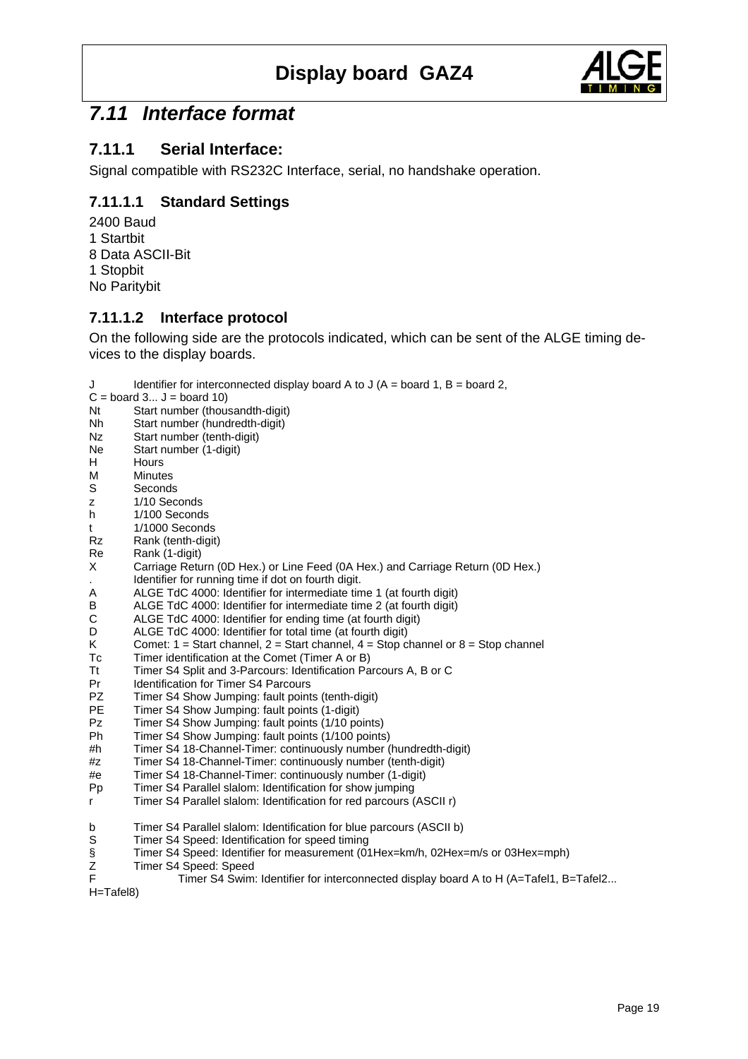## 7.11 Interface format

### 7.11.1 Serial Interface:

Signal compatible with RS232C Interface, serial, no handshake operation.

#### 7.11.1.1 Standard Settings

2400 Baud
1 Startbit
8 Data ASCII-Bit
1 Stopbit
No Paritybit

#### 7.11.1.2 Interface protocol

On the following side are the protocols indicated, which can be sent of the ALGE timing devices to the display boards.

| | |
|---|---|
| J | Identifier for interconnected display board A to J (A = board 1, B = board 2, C = board 3... J = board 10) |
| Nt | Start number (thousandth-digit) |
| Nh | Start number (hundredth-digit) |
| Nz | Start number (tenth-digit) |
| Ne | Start number (1-digit) |
| H | Hours |
| M | Minutes |
| S | Seconds |
| z | 1/10 Seconds |
| h | 1/100 Seconds |
| t | 1/1000 Seconds |
| Rz | Rank (tenth-digit) |
| Re | Rank (1-digit) |
| X | Carriage Return (0D Hex.) or Line Feed (0A Hex.) and Carriage Return (0D Hex.) |
| . | Identifier for running time if dot on fourth digit. |
| A | ALGE TdC 4000: Identifier for intermediate time 1 (at fourth digit) |
| B | ALGE TdC 4000: Identifier for intermediate time 2 (at fourth digit) |
| C | ALGE TdC 4000: Identifier for ending time (at fourth digit) |
| D | ALGE TdC 4000: Identifier for total time (at fourth digit) |
| K | Comet: 1 = Start channel, 2 = Start channel, 4 = Stop channel or 8 = Stop channel |
| Tc | Timer identification at the Comet (Timer A or B) |
| Tt | Timer S4 Split and 3-Parcours: Identification Parcours A, B or C |
| Pr | Identification for Timer S4 Parcours |
| PZ | Timer S4 Show Jumping: fault points (tenth-digit) |
| PE | Timer S4 Show Jumping: fault points (1-digit) |
| Pz | Timer S4 Show Jumping: fault points (1/10 points) |
| Ph | Timer S4 Show Jumping: fault points (1/100 points) |
| #h | Timer S4 18-Channel-Timer: continuously number (hundredth-digit) |
| #z | Timer S4 18-Channel-Timer: continuously number (tenth-digit) |
| #e | Timer S4 18-Channel-Timer: continuously number (1-digit) |
| Pp | Timer S4 Parallel slalom: Identification for show jumping |
| r | Timer S4 Parallel slalom: Identification for red parcours (ASCII r) |
| b | Timer S4 Parallel slalom: Identification for blue parcours (ASCII b) |
| S | Timer S4 Speed: Identification for speed timing |
| § | Timer S4 Speed: Identifier for measurement (01Hex=km/h, 02Hex=m/s or 03Hex=mph) |
| Z | Timer S4 Speed: Speed |
| F | Timer S4 Swim: Identifier for interconnected display board A to H (A=Tafel1, B=Tafel2... H=Tafel8) |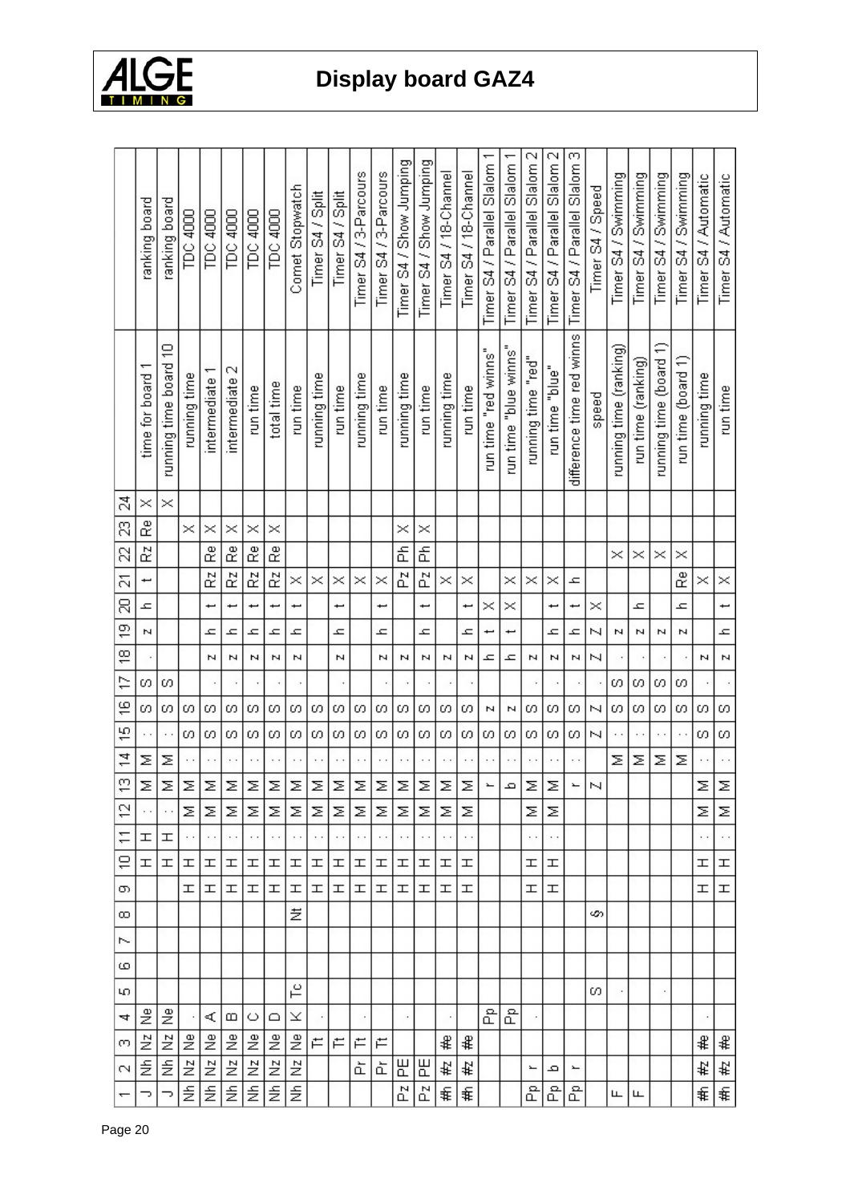| Device | Description | 1 | 2 | 3 | 4 | 5 | 6 | 7 | 8 | 9 | 10 | 11 | 12 | 13 | 14 | 15 | 16 | 17 | 18 | 19 | 20 | 21 | 22 | 23 | 24 |
|---|---|---|---|---|---|---|---|---|---|---|---|---|---|---|---|---|---|---|---|---|---|---|---|---|---|
| ranking board | time for board 1 | J | Nh | Nz | Ne | | | | | | H | H | : | M | M | : | S | S | . | z | h | t | Rz | Re | X |
| ranking board | running time board 10 | J | Nh | Nz | Ne | | | | | | H | H | : | M | M | : | S | S | . | | | | | | X |
| TDC 4000 | running time | Nh | Nz | Ne | . | | | | | H | H | : | M | M | : | S | S | | | | | | | X | |
| TDC 4000 | intermediate 1 | Nh | Nz | Ne | A | | | | | H | H | : | M | M | : | S | S | . | z | h | t | Rz | Re | X | |
| TDC 4000 | intermediate 2 | Nh | Nz | Ne | B | | | | | H | H | : | M | M | : | S | S | . | z | h | t | Rz | Re | X | |
| TDC 4000 | run time | Nh | Nz | Ne | C | | | | | H | H | : | M | M | : | S | S | . | z | h | t | Rz | Re | X | |
| TDC 4000 | total time | Nh | Nz | Ne | D | | | | | H | H | : | M | M | : | S | S | . | z | h | t | Rz | Re | X | |
| Comet Stopwatch | run time | Nh | Nz | Ne | K | Tc | | | Nt | H | H | : | M | M | : | S | S | . | z | h | t | X | | | |
| Timer S4 / Split | running time | | | Tt | . | | | | | H | H | : | M | M | : | S | S | | | | | X | | | |
| Timer S4 / Split | run time | | | Tt | | | | | | H | H | : | M | M | : | S | S | . | z | h | t | X | | | |
| Timer S4 / 3-Parcours | running time | | Pr | Tt | . | | | | | H | H | : | M | M | : | S | S | | | | | X | | | |
| Timer S4 / 3-Parcours | run time | | Pr | Tt | | | | | | H | H | : | M | M | : | S | S | . | z | h | t | X | | | |
| Timer S4 / Show Jumping | running time | Pz | PE | | . | | | | | H | H | : | M | M | : | S | S | . | z | | | Pz | Ph | X | |
| Timer S4 / Show Jumping | run time | Pz | PE | | | | | | | H | H | : | M | M | : | S | S | . | z | h | t | Pz | Ph | X | |
| Timer S4 / 18-Channel | running time | #h | #z | #e | . | | | | | H | H | : | M | M | : | S | S | . | z | | | X | | | |
| Timer S4 / 18-Channel | run time | #h | #z | #e | | | | | | H | H | : | M | M | : | S | S | . | z | h | t | X | | | |
| Timer S4 / Parallel Slalom 1 | run time "red winns" | | | | Pp | | | | | | | | | r | : | S | z | | h | t | X | | | | |
| Timer S4 / Parallel Slalom 1 | run time "blue winns" | | | | Pp | | | | | | | | | b | : | S | z | | h | t | X | X | | | |
| Timer S4 / Parallel Slalom 2 | running time "red" | Pp | r | | . | | | | | H | H | : | M | M | : | S | S | . | z | | | X | | | |
| Timer S4 / Parallel Slalom 2 | run time "blue" | Pp | b | | | | | | | H | H | : | M | M | : | S | S | . | z | h | t | X | | | |
| Timer S4 / Parallel Slalom 3 | difference time red winns | Pp | r | | | | | | | | | | | r | : | S | S | . | z | h | t | h | | | |
| Timer S4 / Speed | speed | | | | | S | | | § | | | | | Z | | Z | Z | . | Z | Z | X | | | | |
| Timer S4 / Swimming | running time (ranking) | F | | | | . | | | | | | | | | M | : | S | S | . | z | | | X | | |
| Timer S4 / Swimming | run time (ranking) | F | | | | | | | | | | | | | M | : | S | S | . | z | h | | X | | |
| Timer S4 / Swimming | running time (board 1) | | | | | . | | | | | | | | | M | : | S | S | . | z | | | X | | |
| Timer S4 / Swimming | run time (board 1) | | | | | | | | | | | | | | M | : | S | S | . | z | h | Re | X | | |
| Timer S4 / Automatic | running time | #h | #z | #e | . | | | | | H | H | : | M | M | : | S | S | . | z | | | X | | | |
| Timer S4 / Automatic | run time | #h | #z | #e | | | | | | H | H | : | M | M | : | S | S | . | z | h | t | X | | | |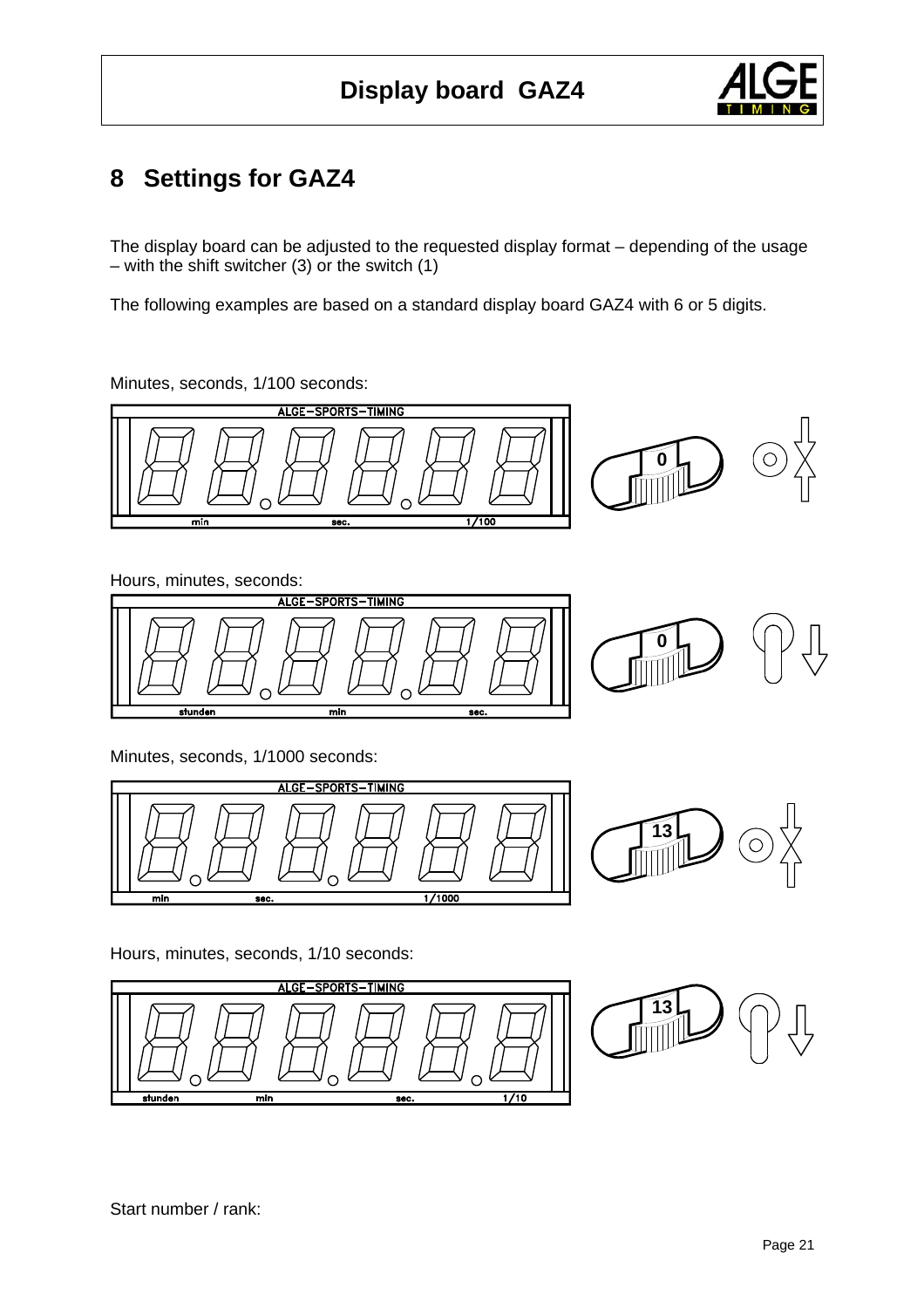## 8 Settings for GAZ4

The display board can be adjusted to the requested display format – depending of the usage – with the shift switcher (3) or the switch (1)

The following examples are based on a standard display board GAZ4 with 6 or 5 digits.

Minutes, seconds, 1/100 seconds:

ALGE–SPORTS–TIMING

min sec. 1/100

0

Hours, minutes, seconds:

ALGE–SPORTS–TIMING

stunden min sec.

0

Minutes, seconds, 1/1000 seconds:

ALGE–SPORTS–TIMING

min sec. 1/1000

13

Hours, minutes, seconds, 1/10 seconds:

ALGE–SPORTS–TIMING

stunden min sec. 1/10

13

Start number / rank: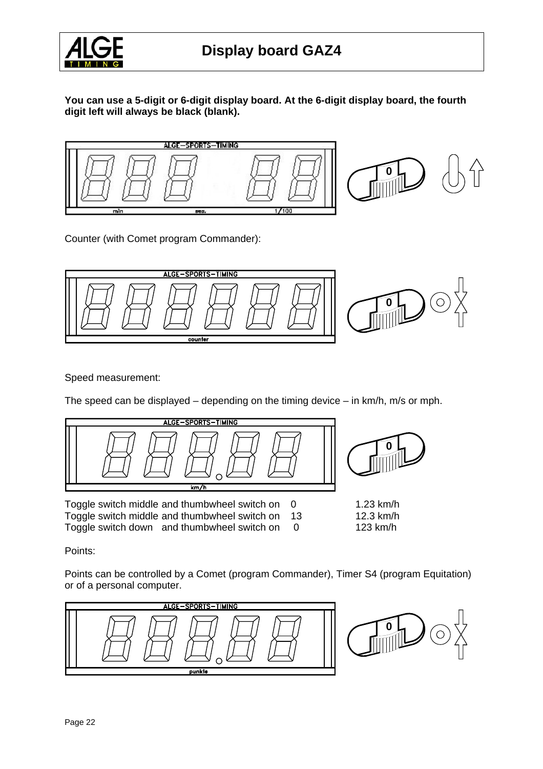**You can use a 5-digit or 6-digit display board. At the 6-digit display board, the fourth digit left will always be black (blank).**

Counter (with Comet program Commander):

Speed measurement:

The speed can be displayed – depending on the timing device – in km/h, m/s or mph.

| | |
|---|---|
| Toggle switch middle and thumbwheel switch on 0 | 1.23 km/h |
| Toggle switch middle and thumbwheel switch on 13 | 12.3 km/h |
| Toggle switch down and thumbwheel switch on 0 | 123 km/h |

Points:

Points can be controlled by a Comet (program Commander), Timer S4 (program Equitation) or of a personal computer.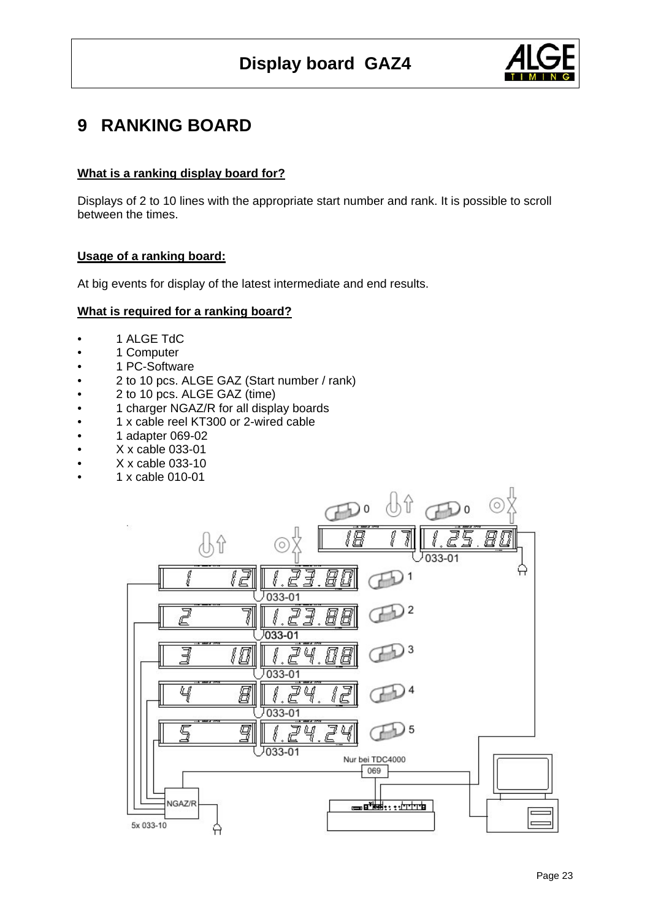# 9 RANKING BOARD

**What is a ranking display board for?**

Displays of 2 to 10 lines with the appropriate start number and rank. It is possible to scroll between the times.

**Usage of a ranking board:**

At big events for display of the latest intermediate and end results.

**What is required for a ranking board?**

- 1 ALGE TdC
- 1 Computer
- 1 PC-Software
- 2 to 10 pcs. ALGE GAZ (Start number / rank)
- 2 to 10 pcs. ALGE GAZ (time)
- 1 charger NGAZ/R for all display boards
- 1 x cable reel KT300 or 2-wired cable
- 1 adapter 069-02
- X x cable 033-01
- X x cable 033-10
- 1 x cable 010-01